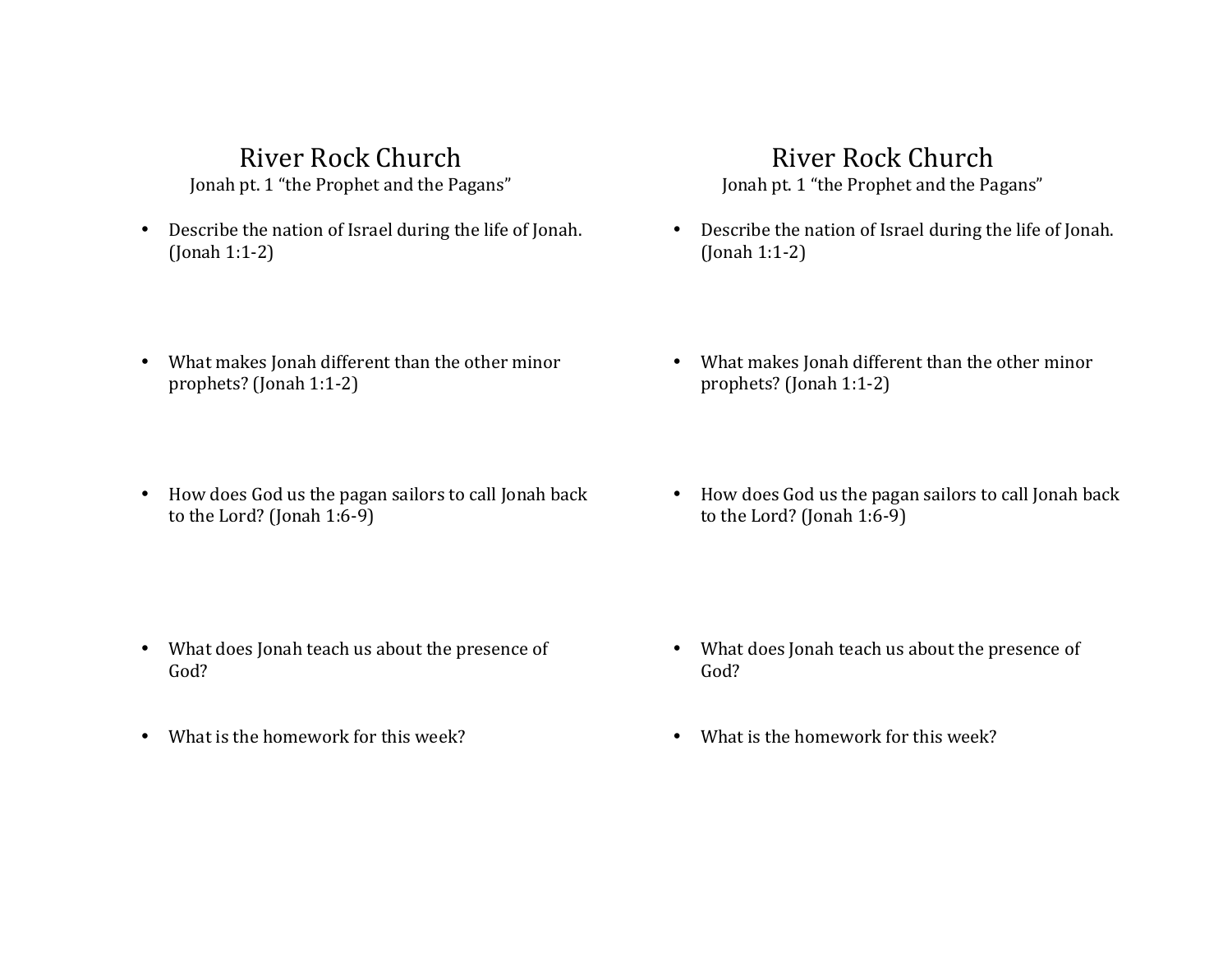# River Rock Church

Jonah pt. 1 "the Prophet and the Pagans"

- Describe the nation of Israel during the life of Jonah. (Jonah 1:1-2)
- What makes Jonah different than the other minor prophets? (Jonah 1:1-2)
- How does God us the pagan sailors to call Jonah back to the Lord? (Jonah 1:6-9)
- What does Jonah teach us about the presence of God?
- What is the homework for this week?

# River Rock Church

Jonah pt. 1 "the Prophet and the Pagans"

- Describe the nation of Israel during the life of Jonah. (Jonah 1:1-2)
- What makes Jonah different than the other minor prophets? (Jonah 1:1-2)
- How does God us the pagan sailors to call Jonah back to the Lord? (Jonah 1:6-9)
- What does Jonah teach us about the presence of God?
- What is the homework for this week?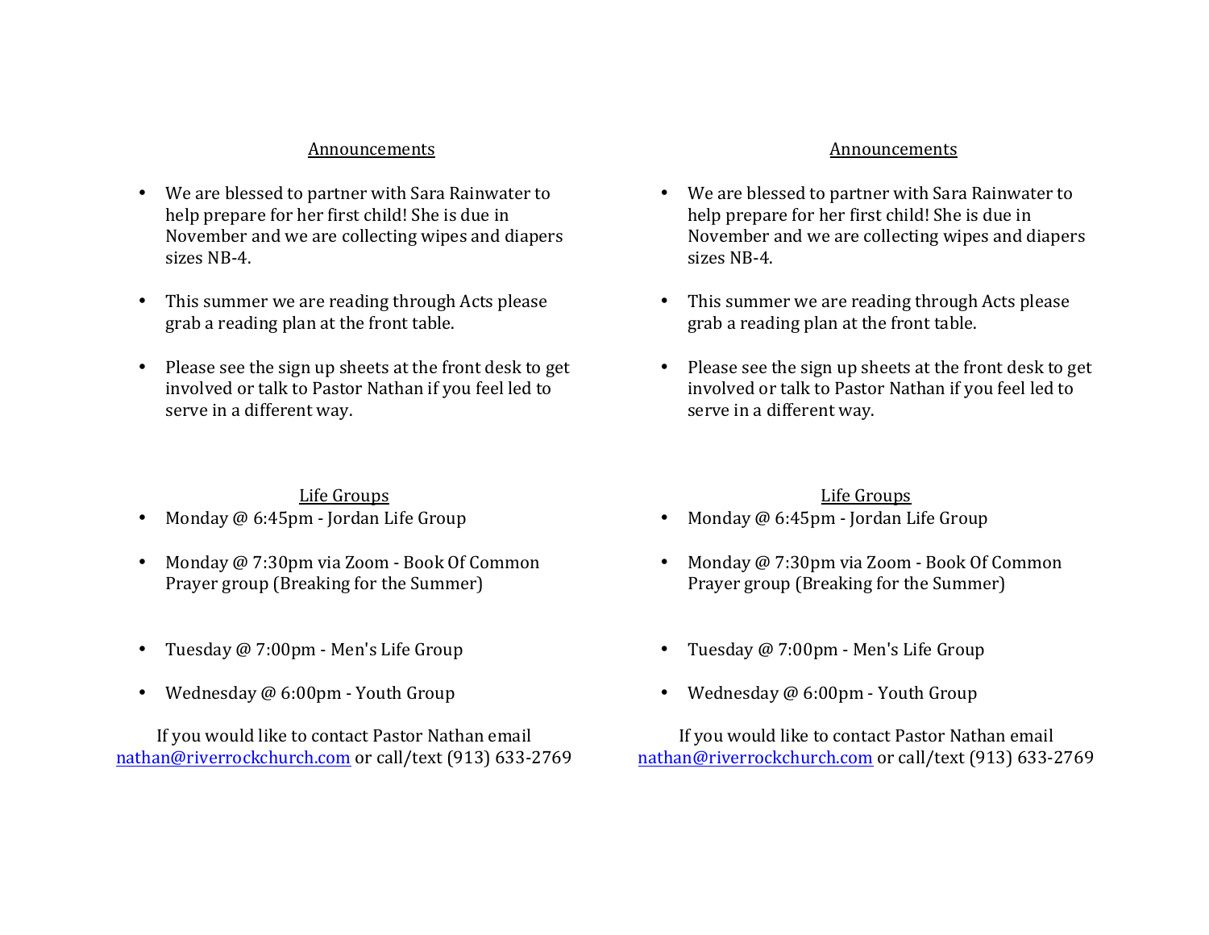Announcements

- We are blessed to partner with Sara Rainwater to help prepare for her first child! She is due in November and we are collecting wipes and diapers sizes NB-4.

- This summer we are reading through Acts please grab a reading plan at the front table.

- Please see the sign up sheets at the front desk to get involved or talk to Pastor Nathan if you feel led to serve in a different way.

Life Groups

- Monday @ 6:45pm - Jordan Life Group

- Monday @ 7:30pm via Zoom - Book Of Common Prayer group (Breaking for the Summer)

- Tuesday @ 7:00pm - Men's Life Group

- Wednesday @ 6:00pm - Youth Group

If you would like to contact Pastor Nathan email nathan@riverrockchurch.com or call/text (913) 633-2769

Announcements

- We are blessed to partner with Sara Rainwater to help prepare for her first child! She is due in November and we are collecting wipes and diapers sizes NB-4.

- This summer we are reading through Acts please grab a reading plan at the front table.

- Please see the sign up sheets at the front desk to get involved or talk to Pastor Nathan if you feel led to serve in a different way.

Life Groups

- Monday @ 6:45pm - Jordan Life Group

- Monday @ 7:30pm via Zoom - Book Of Common Prayer group (Breaking for the Summer)

- Tuesday @ 7:00pm - Men's Life Group

- Wednesday @ 6:00pm - Youth Group

If you would like to contact Pastor Nathan email nathan@riverrockchurch.com or call/text (913) 633-2769